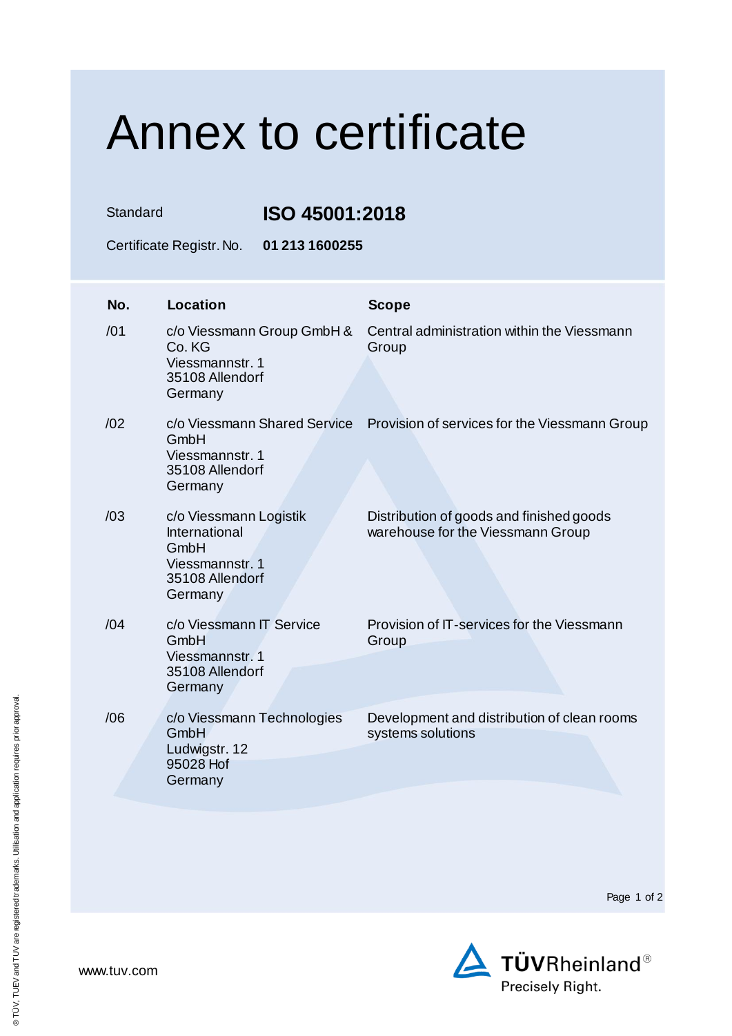# Annex to certificate

Standard **ISO 45001:2018**

Certificate Registr. No. **01 213 1600255**

| No. | Location | Scope |
|---|---|---|
| /01 | c/o Viessmann Group GmbH & Co. KG<br>Viessmannstr. 1<br>35108 Allendorf<br>Germany | Central administration within the Viessmann Group |
| /02 | c/o Viessmann Shared Service GmbH<br>Viessmannstr. 1<br>35108 Allendorf<br>Germany | Provision of services for the Viessmann Group |
| /03 | c/o Viessmann Logistik International GmbH<br>Viessmannstr. 1<br>35108 Allendorf<br>Germany | Distribution of goods and finished goods warehouse for the Viessmann Group |
| /04 | c/o Viessmann IT Service GmbH<br>Viessmannstr. 1<br>35108 Allendorf<br>Germany | Provision of IT-services for the Viessmann Group |
| /06 | c/o Viessmann Technologies GmbH<br>Ludwigstr. 12<br>95028 Hof<br>Germany | Development and distribution of clean rooms systems solutions |

www.tuv.com

TÜVRheinland®
Precisely Right.

® TÜV, TUEV and TUV are registered trademarks. Utilisation and application requires prior approval.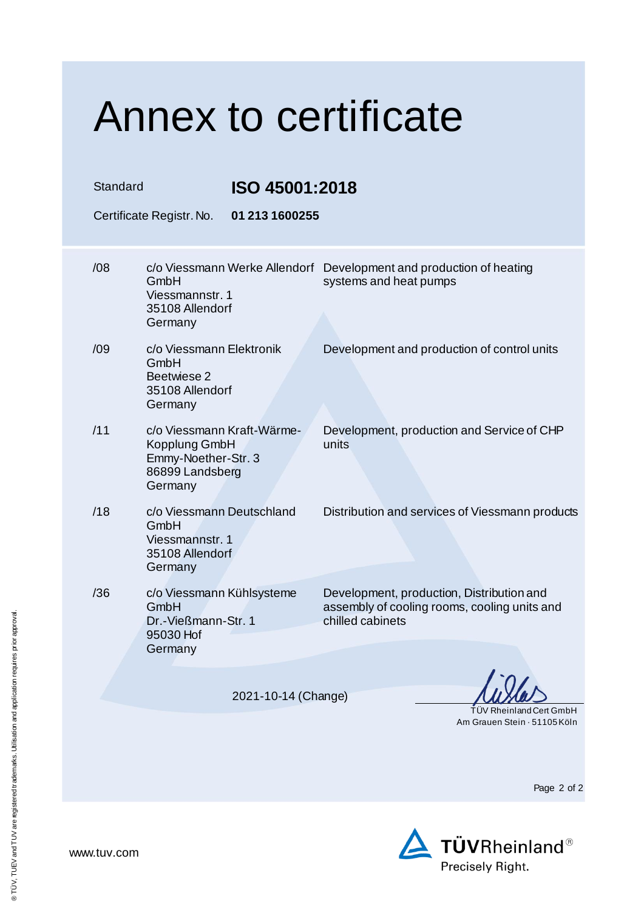# Annex to certificate

Standard **ISO 45001:2018**

Certificate Registr. No. **01 213 1600255**

| | | |
|---|---|---|
| /08 | c/o Viessmann Werke Allendorf GmbH<br>Viessmannstr. 1<br>35108 Allendorf<br>Germany | Development and production of heating systems and heat pumps |
| /09 | c/o Viessmann Elektronik GmbH<br>Beetwiese 2<br>35108 Allendorf<br>Germany | Development and production of control units |
| /11 | c/o Viessmann Kraft-Wärme-Kopplung GmbH<br>Emmy-Noether-Str. 3<br>86899 Landsberg<br>Germany | Development, production and Service of CHP units |
| /18 | c/o Viessmann Deutschland GmbH<br>Viessmannstr. 1<br>35108 Allendorf<br>Germany | Distribution and services of Viessmann products |
| /36 | c/o Viessmann Kühlsysteme GmbH<br>Dr.-Vießmann-Str. 1<br>95030 Hof<br>Germany | Development, production, Distribution and assembly of cooling rooms, cooling units and chilled cabinets |

2021-10-14 (Change)

TÜV Rheinland Cert GmbH
Am Grauen Stein · 51105 Köln

www.tuv.com

TÜVRheinland®
Precisely Right.

® TÜV, TUEV and TUV are registered trademarks. Utilisation and application requires prior approval.